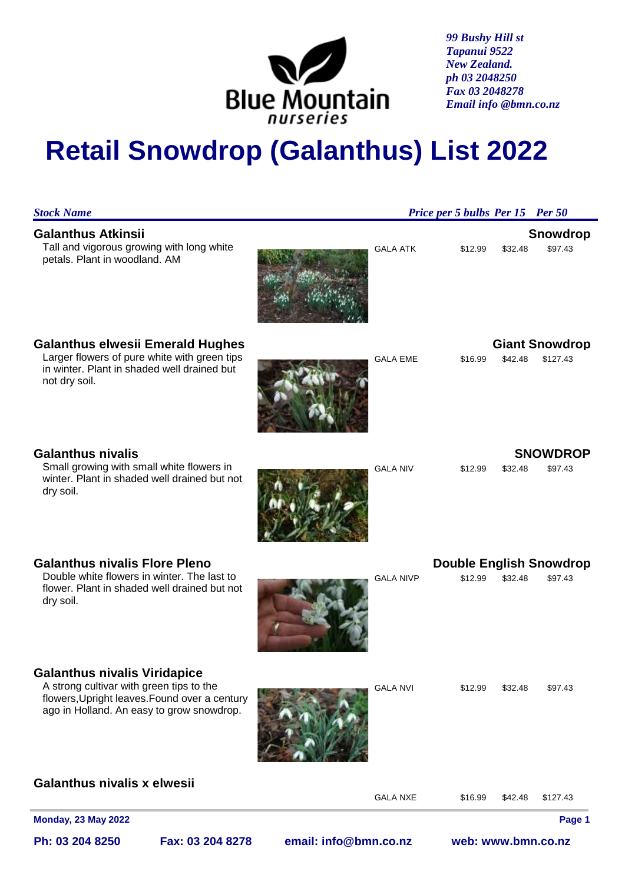Blue Mountain nurseries

*99 Bushy Hill st*
*Tapanui 9522*
*New Zealand.*
*ph 03 2048250*
*Fax 03 2048278*
*Email info @bmn.co.nz*

# Retail Snowdrop (Galanthus) List 2022

| *Stock Name* | | | *Price per 5 bulbs* | *Per 15* | *Per 50* |
|---|---|---|---|---|---|
| **Galanthus Atkinsii** — Tall and vigorous growing with long white petals. Plant in woodland. AM | **Snowdrop** | GALA ATK | $12.99 | $32.48 | $97.43 |
| **Galanthus elwesii Emerald Hughes** — Larger flowers of pure white with green tips in winter. Plant in shaded well drained but not dry soil. | **Giant Snowdrop** | GALA EME | $16.99 | $42.48 | $127.43 |
| **Galanthus nivalis** — Small growing with small white flowers in winter. Plant in shaded well drained but not dry soil. | **SNOWDROP** | GALA NIV | $12.99 | $32.48 | $97.43 |
| **Galanthus nivalis Flore Pleno** — Double white flowers in winter. The last to flower. Plant in shaded well drained but not dry soil. | **Double English Snowdrop** | GALA NIVP | $12.99 | $32.48 | $97.43 |
| **Galanthus nivalis Viridapice** — A strong cultivar with green tips to the flowers,Upright leaves.Found over a century ago in Holland. An easy to grow snowdrop. | | GALA NVI | $12.99 | $32.48 | $97.43 |
| **Galanthus nivalis x elwesii** | | GALA NXE | $16.99 | $42.48 | $127.43 |

**Monday, 23 May 2022**

**Ph: 03 204 8250** **Fax: 03 204 8278** **email: info@bmn.co.nz** **web: www.bmn.co.nz**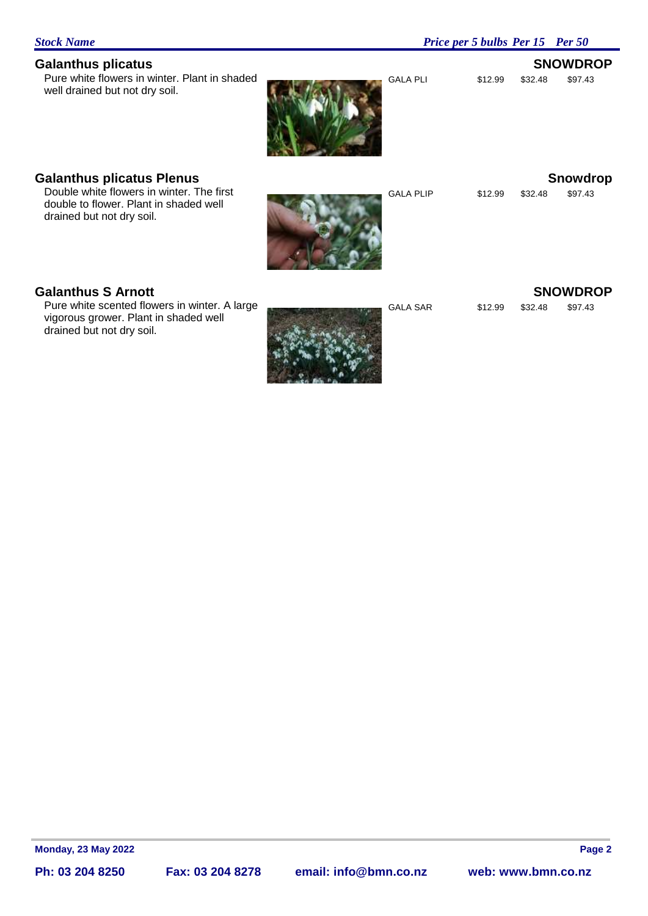| *Stock Name* | | *Price per 5 bulbs* | *Per 15* | *Per 50* |
|---|---|---|---|---|
| **Galanthus plicatus** — **SNOWDROP**<br>Pure white flowers in winter. Plant in shaded well drained but not dry soil. | GALA PLI | $12.99 | $32.48 | $97.43 |
| **Galanthus plicatus Plenus** — **Snowdrop**<br>Double white flowers in winter. The first double to flower. Plant in shaded well drained but not dry soil. | GALA PLIP | $12.99 | $32.48 | $97.43 |
| **Galanthus S Arnott** — **SNOWDROP**<br>Pure white scented flowers in winter. A large vigorous grower. Plant in shaded well drained but not dry soil. | GALA SAR | $12.99 | $32.48 | $97.43 |

**Monday, 23 May 2022**

**Ph: 03 204 8250** **Fax: 03 204 8278** **email: info@bmn.co.nz** **web: www.bmn.co.nz**